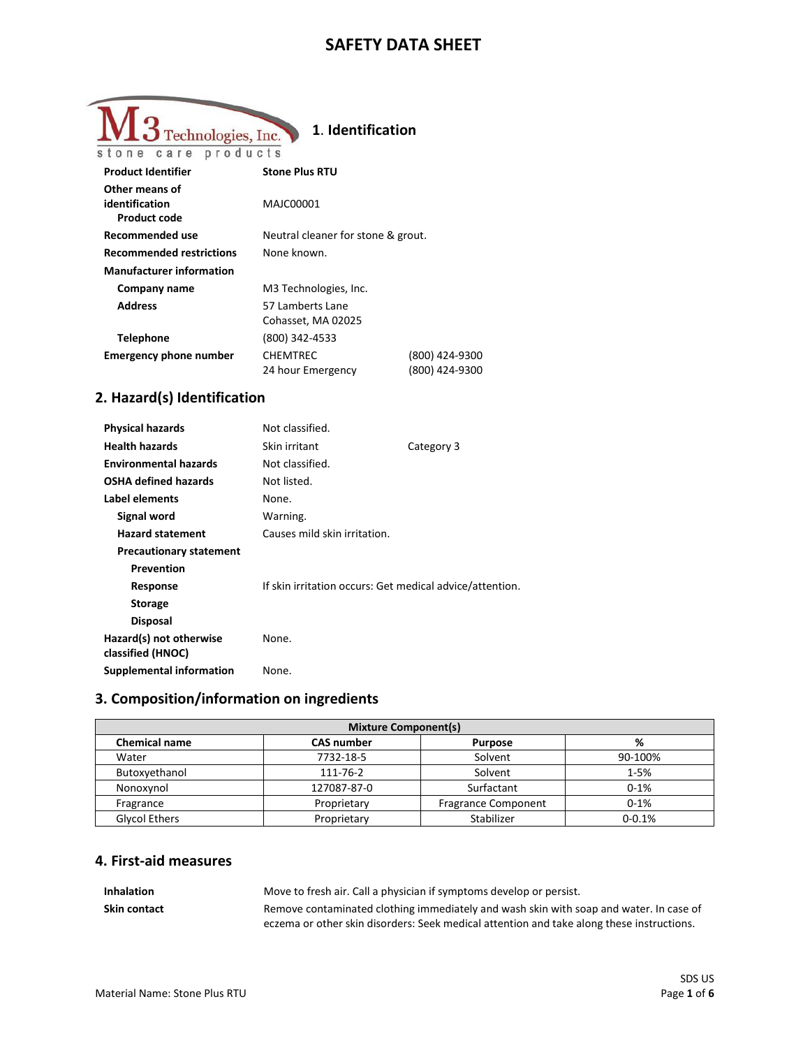# SAFETY DATA SHEET

## 1. Identification

| | | |
|---|---|---|
| **Product Identifier** | **Stone Plus RTU** | |
| **Other means of identification** | | |
| **Product code** | MAJC00001 | |
| **Recommended use** | Neutral cleaner for stone & grout. | |
| **Recommended restrictions** | None known. | |
| **Manufacturer information** | | |
| **Company name** | M3 Technologies, Inc. | |
| **Address** | 57 Lamberts Lane<br>Cohasset, MA 02025 | |
| **Telephone** | (800) 342-4533 | |
| **Emergency phone number** | CHEMTREC | (800) 424-9300 |
| | 24 hour Emergency | (800) 424-9300 |

## 2. Hazard(s) Identification

| | | |
|---|---|---|
| **Physical hazards** | Not classified. | |
| **Health hazards** | Skin irritant | Category 3 |
| **Environmental hazards** | Not classified. | |
| **OSHA defined hazards** | Not listed. | |
| **Label elements** | None. | |
| **Signal word** | Warning. | |
| **Hazard statement** | Causes mild skin irritation. | |
| **Precautionary statement** | | |
| **Prevention** | | |
| **Response** | If skin irritation occurs: Get medical advice/attention. | |
| **Storage** | | |
| **Disposal** | | |
| **Hazard(s) not otherwise classified (HNOC)** | None. | |
| **Supplemental information** | None. | |

## 3. Composition/information on ingredients

| Mixture Component(s) | | | |
|---|---|---|---|
| **Chemical name** | **CAS number** | **Purpose** | **%** |
| Water | 7732-18-5 | Solvent | 90-100% |
| Butoxyethanol | 111-76-2 | Solvent | 1-5% |
| Nonoxynol | 127087-87-0 | Surfactant | 0-1% |
| Fragrance | Proprietary | Fragrance Component | 0-1% |
| Glycol Ethers | Proprietary | Stabilizer | 0-0.1% |

## 4. First-aid measures

| | |
|---|---|
| **Inhalation** | Move to fresh air. Call a physician if symptoms develop or persist. |
| **Skin contact** | Remove contaminated clothing immediately and wash skin with soap and water. In case of eczema or other skin disorders: Seek medical attention and take along these instructions. |

Material Name: Stone Plus RTU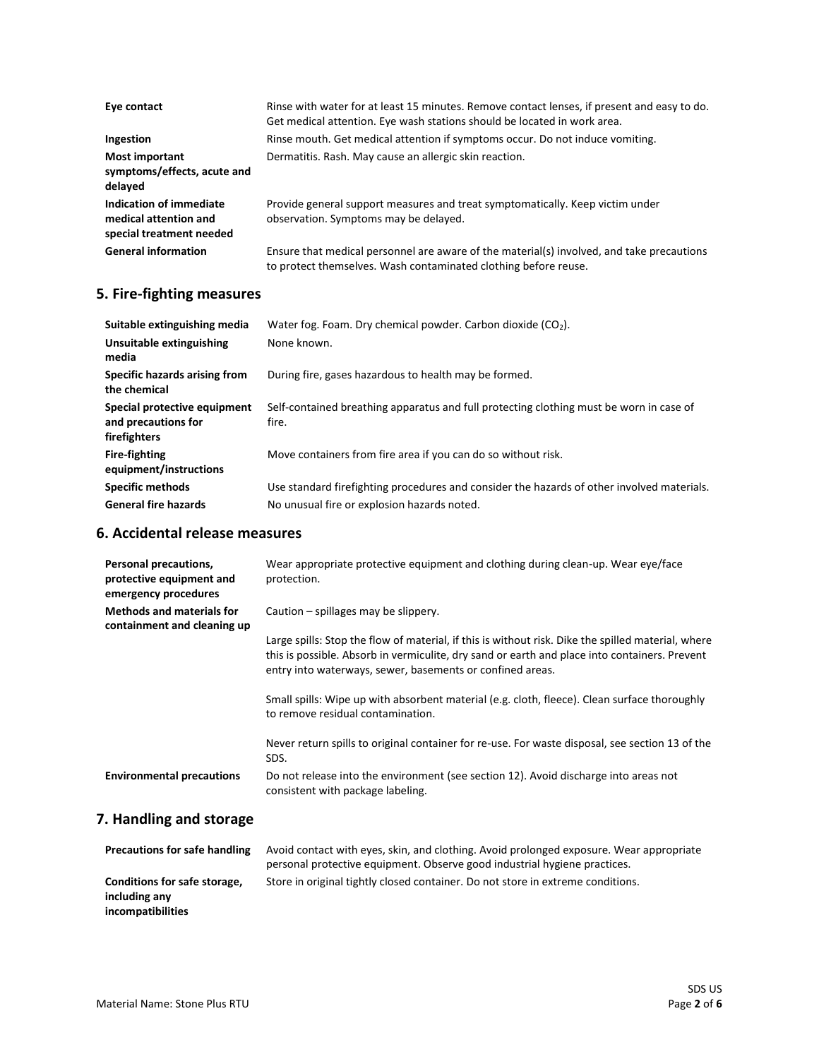| | |
|---|---|
| **Eye contact** | Rinse with water for at least 15 minutes. Remove contact lenses, if present and easy to do. Get medical attention. Eye wash stations should be located in work area. |
| **Ingestion** | Rinse mouth. Get medical attention if symptoms occur. Do not induce vomiting. |
| **Most important symptoms/effects, acute and delayed** | Dermatitis. Rash. May cause an allergic skin reaction. |
| **Indication of immediate medical attention and special treatment needed** | Provide general support measures and treat symptomatically. Keep victim under observation. Symptoms may be delayed. |
| **General information** | Ensure that medical personnel are aware of the material(s) involved, and take precautions to protect themselves. Wash contaminated clothing before reuse. |

## 5. Fire-fighting measures

| | |
|---|---|
| **Suitable extinguishing media** | Water fog. Foam. Dry chemical powder. Carbon dioxide ($CO_2$). |
| **Unsuitable extinguishing media** | None known. |
| **Specific hazards arising from the chemical** | During fire, gases hazardous to health may be formed. |
| **Special protective equipment and precautions for firefighters** | Self-contained breathing apparatus and full protecting clothing must be worn in case of fire. |
| **Fire-fighting equipment/instructions** | Move containers from fire area if you can do so without risk. |
| **Specific methods** | Use standard firefighting procedures and consider the hazards of other involved materials. |
| **General fire hazards** | No unusual fire or explosion hazards noted. |

## 6. Accidental release measures

| | |
|---|---|
| **Personal precautions, protective equipment and emergency procedures** | Wear appropriate protective equipment and clothing during clean-up. Wear eye/face protection. |
| **Methods and materials for containment and cleaning up** | Caution – spillages may be slippery.<br><br>Large spills: Stop the flow of material, if this is without risk. Dike the spilled material, where this is possible. Absorb in vermiculite, dry sand or earth and place into containers. Prevent entry into waterways, sewer, basements or confined areas.<br><br>Small spills: Wipe up with absorbent material (e.g. cloth, fleece). Clean surface thoroughly to remove residual contamination.<br><br>Never return spills to original container for re-use. For waste disposal, see section 13 of the SDS. |
| **Environmental precautions** | Do not release into the environment (see section 12). Avoid discharge into areas not consistent with package labeling. |

## 7. Handling and storage

| | |
|---|---|
| **Precautions for safe handling** | Avoid contact with eyes, skin, and clothing. Avoid prolonged exposure. Wear appropriate personal protective equipment. Observe good industrial hygiene practices. |
| **Conditions for safe storage, including any incompatibilities** | Store in original tightly closed container. Do not store in extreme conditions. |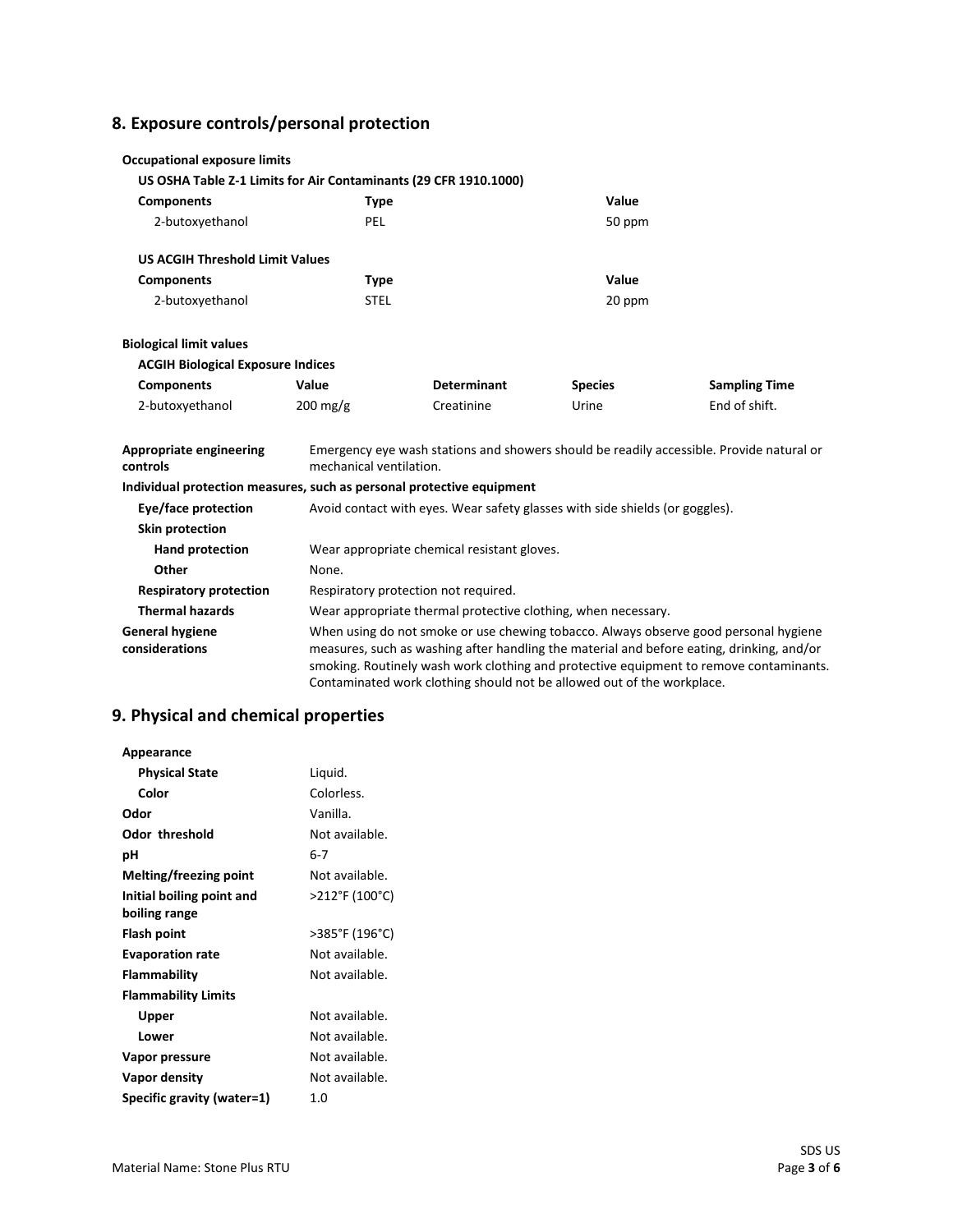## 8. Exposure controls/personal protection

**Occupational exposure limits**

**US OSHA Table Z-1 Limits for Air Contaminants (29 CFR 1910.1000)**

| Components | Type | Value |
|---|---|---|
| 2-butoxyethanol | PEL | 50 ppm |

**US ACGIH Threshold Limit Values**

| Components | Type | Value |
|---|---|---|
| 2-butoxyethanol | STEL | 20 ppm |

**Biological limit values**

**ACGIH Biological Exposure Indices**

| Components | Value | Determinant | Species | Sampling Time |
|---|---|---|---|---|
| 2-butoxyethanol | 200 mg/g | Creatinine | Urine | End of shift. |

**Appropriate engineering controls**: Emergency eye wash stations and showers should be readily accessible. Provide natural or mechanical ventilation.

**Individual protection measures, such as personal protective equipment**

**Eye/face protection**: Avoid contact with eyes. Wear safety glasses with side shields (or goggles).

**Skin protection**

**Hand protection**: Wear appropriate chemical resistant gloves.

**Other**: None.

**Respiratory protection**: Respiratory protection not required.

**Thermal hazards**: Wear appropriate thermal protective clothing, when necessary.

**General hygiene considerations**: When using do not smoke or use chewing tobacco. Always observe good personal hygiene measures, such as washing after handling the material and before eating, drinking, and/or smoking. Routinely wash work clothing and protective equipment to remove contaminants. Contaminated work clothing should not be allowed out of the workplace.

## 9. Physical and chemical properties

**Appearance**

| Property | Value |
|---|---|
| **Physical State** | Liquid. |
| **Color** | Colorless. |
| **Odor** | Vanilla. |
| **Odor threshold** | Not available. |
| **pH** | 6-7 |
| **Melting/freezing point** | Not available. |
| **Initial boiling point and boiling range** | >212°F (100°C) |
| **Flash point** | >385°F (196°C) |
| **Evaporation rate** | Not available. |
| **Flammability** | Not available. |
| **Flammability Limits** | |
| **Upper** | Not available. |
| **Lower** | Not available. |
| **Vapor pressure** | Not available. |
| **Vapor density** | Not available. |
| **Specific gravity (water=1)** | 1.0 |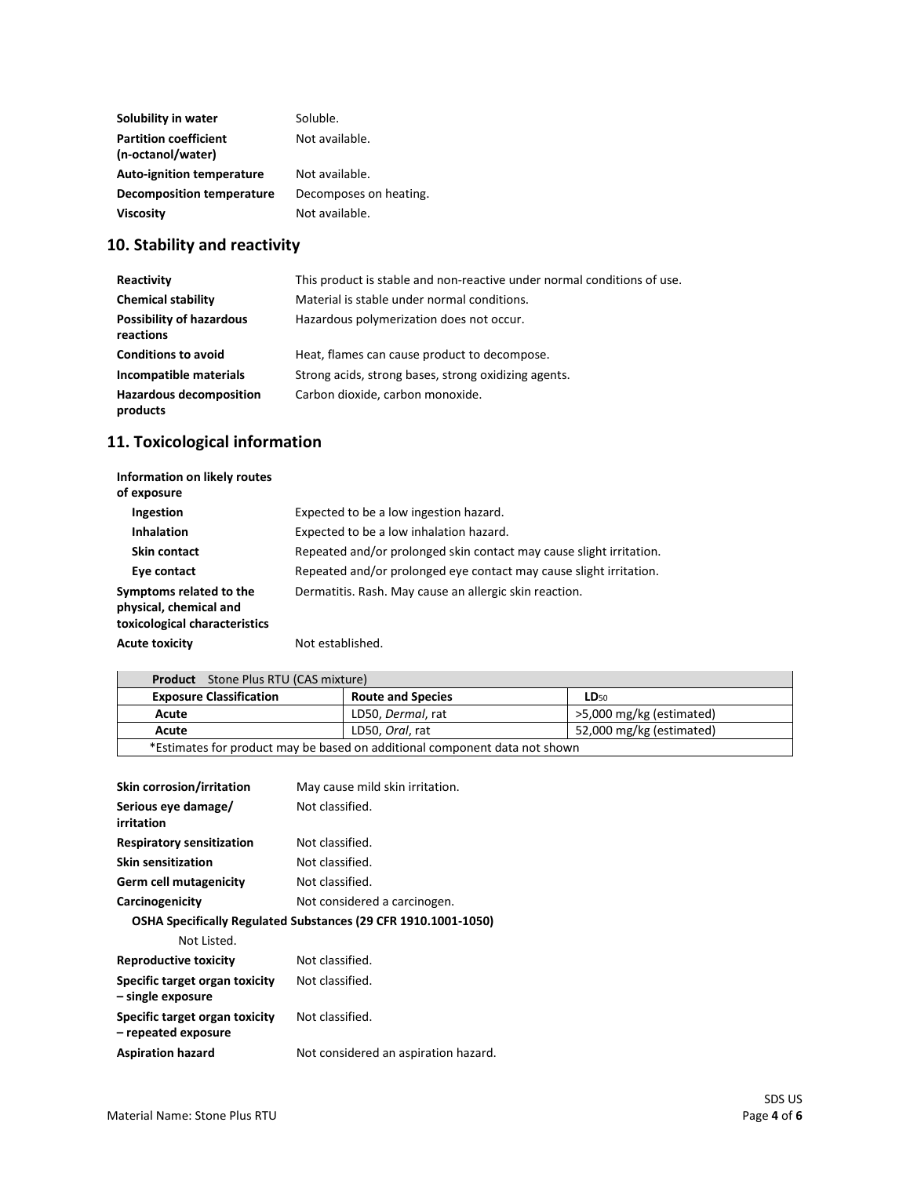| | |
|---|---|
| **Solubility in water** | Soluble. |
| **Partition coefficient (n-octanol/water)** | Not available. |
| **Auto-ignition temperature** | Not available. |
| **Decomposition temperature** | Decomposes on heating. |
| **Viscosity** | Not available. |

## 10. Stability and reactivity

| | |
|---|---|
| **Reactivity** | This product is stable and non-reactive under normal conditions of use. |
| **Chemical stability** | Material is stable under normal conditions. |
| **Possibility of hazardous reactions** | Hazardous polymerization does not occur. |
| **Conditions to avoid** | Heat, flames can cause product to decompose. |
| **Incompatible materials** | Strong acids, strong bases, strong oxidizing agents. |
| **Hazardous decomposition products** | Carbon dioxide, carbon monoxide. |

## 11. Toxicological information

**Information on likely routes of exposure**

| | |
|---|---|
| **Ingestion** | Expected to be a low ingestion hazard. |
| **Inhalation** | Expected to be a low inhalation hazard. |
| **Skin contact** | Repeated and/or prolonged skin contact may cause slight irritation. |
| **Eye contact** | Repeated and/or prolonged eye contact may cause slight irritation. |
| **Symptoms related to the physical, chemical and toxicological characteristics** | Dermatitis. Rash. May cause an allergic skin reaction. |
| **Acute toxicity** | Not established. |

| **Product** Stone Plus RTU (CAS mixture) | | |
|---|---|---|
| **Exposure Classification** | **Route and Species** | **$LD_{50}$** |
| Acute | LD50, *Dermal*, rat | >5,000 mg/kg (estimated) |
| Acute | LD50, *Oral*, rat | 52,000 mg/kg (estimated) |
| *Estimates for product may be based on additional component data not shown | | |

| | |
|---|---|
| **Skin corrosion/irritation** | May cause mild skin irritation. |
| **Serious eye damage/ irritation** | Not classified. |
| **Respiratory sensitization** | Not classified. |
| **Skin sensitization** | Not classified. |
| **Germ cell mutagenicity** | Not classified. |
| **Carcinogenicity** | Not considered a carcinogen. |

**OSHA Specifically Regulated Substances (29 CFR 1910.1001-1050)**

Not Listed.

| | |
|---|---|
| **Reproductive toxicity** | Not classified. |
| **Specific target organ toxicity – single exposure** | Not classified. |
| **Specific target organ toxicity – repeated exposure** | Not classified. |
| **Aspiration hazard** | Not considered an aspiration hazard. |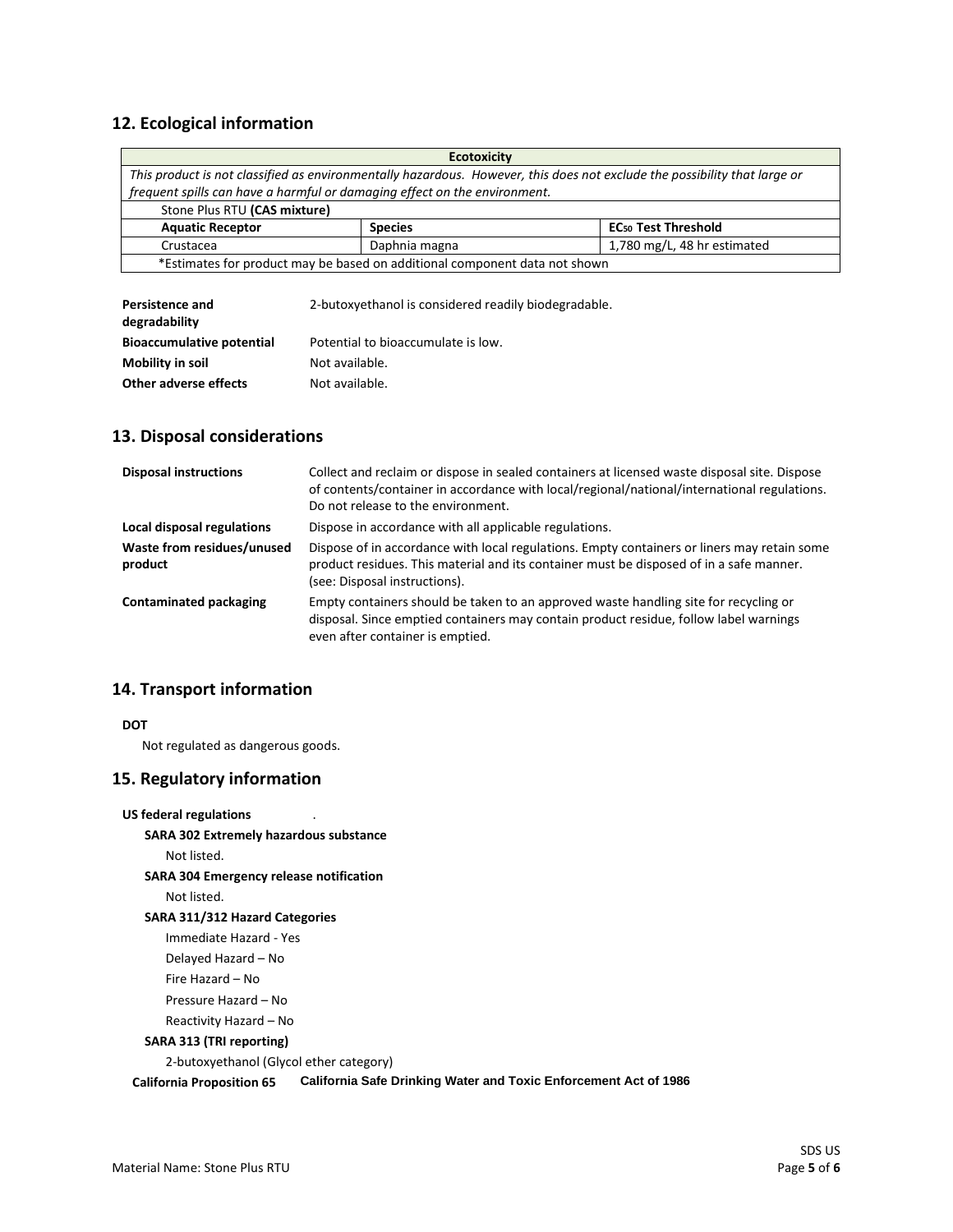## 12. Ecological information

| Ecotoxicity | | |
|---|---|---|
| *This product is not classified as environmentally hazardous. However, this does not exclude the possibility that large or frequent spills can have a harmful or damaging effect on the environment.* | | |
| Stone Plus RTU **(CAS mixture)** | | |
| **Aquatic Receptor** | **Species** | **$EC_{50}$ Test Threshold** |
| Crustacea | Daphnia magna | 1,780 mg/L, 48 hr estimated |
| *Estimates for product may be based on additional component data not shown | | |

**Persistence and degradability** 2-butoxyethanol is considered readily biodegradable.

**Bioaccumulative potential** Potential to bioaccumulate is low.

**Mobility in soil** Not available.

**Other adverse effects** Not available.

## 13. Disposal considerations

**Disposal instructions** Collect and reclaim or dispose in sealed containers at licensed waste disposal site. Dispose of contents/container in accordance with local/regional/national/international regulations. Do not release to the environment.

**Local disposal regulations** Dispose in accordance with all applicable regulations.

**Waste from residues/unused product** Dispose of in accordance with local regulations. Empty containers or liners may retain some product residues. This material and its container must be disposed of in a safe manner. (see: Disposal instructions).

**Contaminated packaging** Empty containers should be taken to an approved waste handling site for recycling or disposal. Since emptied containers may contain product residue, follow label warnings even after container is emptied.

## 14. Transport information

**DOT**

Not regulated as dangerous goods.

## 15. Regulatory information

**US federal regulations**

**SARA 302 Extremely hazardous substance**

Not listed.

**SARA 304 Emergency release notification**

Not listed.

**SARA 311/312 Hazard Categories**

Immediate Hazard - Yes

Delayed Hazard – No

Fire Hazard – No

Pressure Hazard – No

Reactivity Hazard – No

**SARA 313 (TRI reporting)**

2-butoxyethanol (Glycol ether category)

**California Proposition 65** **California Safe Drinking Water and Toxic Enforcement Act of 1986**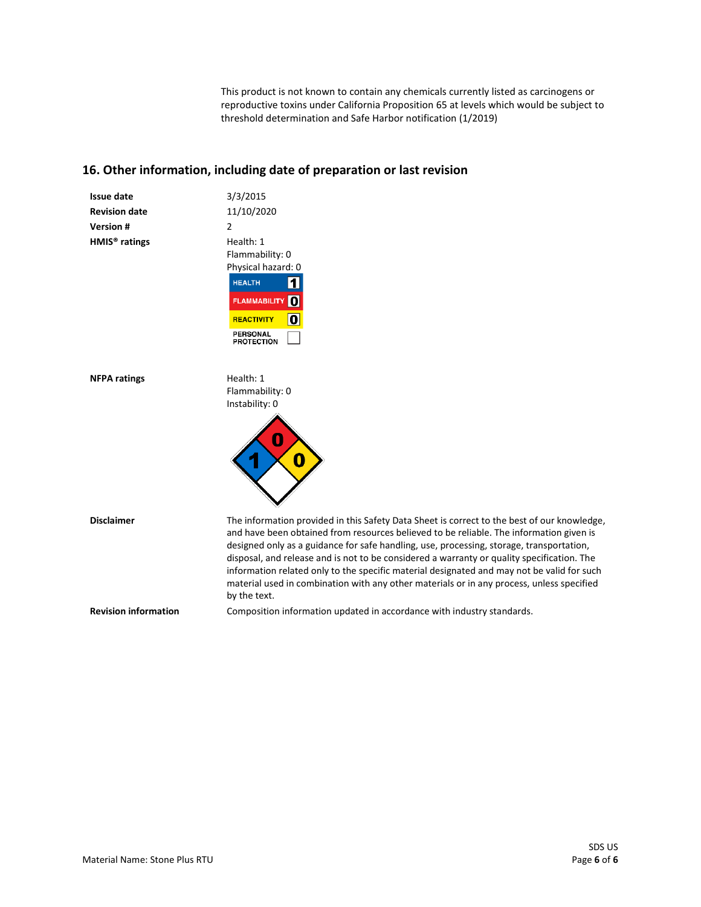This product is not known to contain any chemicals currently listed as carcinogens or reproductive toxins under California Proposition 65 at levels which would be subject to threshold determination and Safe Harbor notification (1/2019)

## 16. Other information, including date of preparation or last revision

**Issue date** 3/3/2015

**Revision date** 11/10/2020

**Version #** 2

**HMIS® ratings**
Health: 1
Flammability: 0
Physical hazard: 0

HEALTH 1
FLAMMABILITY 0
REACTIVITY 0
PERSONAL PROTECTION

**NFPA ratings**
Health: 1
Flammability: 0
Instability: 0

0
1
0

**Disclaimer** The information provided in this Safety Data Sheet is correct to the best of our knowledge, and have been obtained from resources believed to be reliable. The information given is designed only as a guidance for safe handling, use, processing, storage, transportation, disposal, and release and is not to be considered a warranty or quality specification. The information related only to the specific material designated and may not be valid for such material used in combination with any other materials or in any process, unless specified by the text.

**Revision information** Composition information updated in accordance with industry standards.